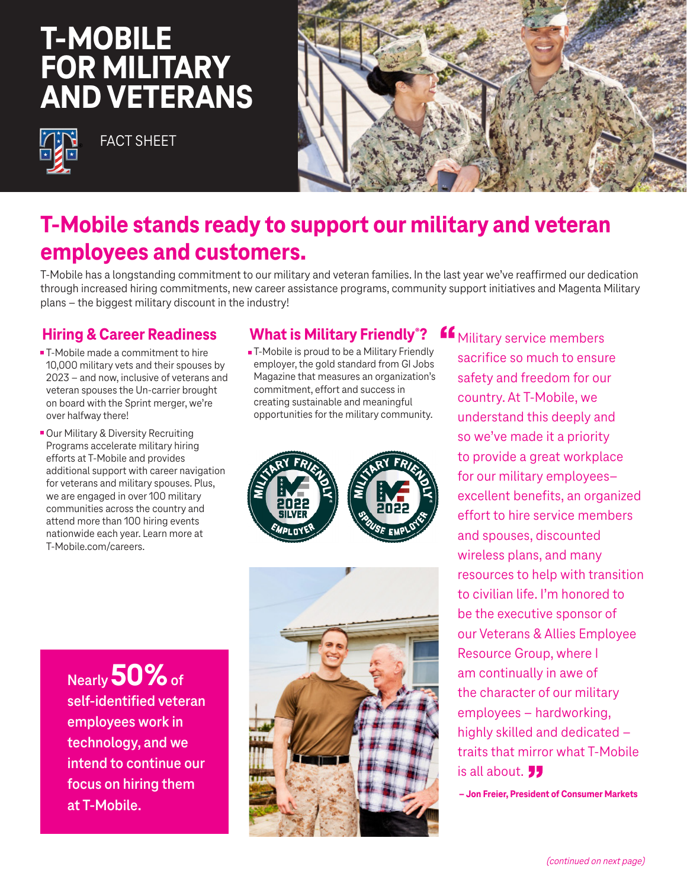# T-MOBILE FOR MILITARY AND VETERANS

FACT SHEET

## T-Mobile stands ready to support our military and veteran employees and customers.

T-Mobile has a longstanding commitment to our military and veteran families. In the last year we've reaffirmed our dedication through increased hiring commitments, new career assistance programs, community support initiatives and Magenta Military plans – the biggest military discount in the industry!

### Hiring & Career Readiness

- T-Mobile made a commitment to hire 10,000 military vets and their spouses by 2023 – and now, inclusive of veterans and veteran spouses the Un-carrier brought on board with the Sprint merger, we're over halfway there!
- Our Military & Diversity Recruiting Programs accelerate military hiring efforts at T-Mobile and provides additional support with career navigation for veterans and military spouses. Plus, we are engaged in over 100 military communities across the country and attend more than 100 hiring events nationwide each year. Learn more at T-Mobile.com/careers.

**Nearly 50% of self-identified veteran employees work in technology, and we intend to continue our focus on hiring them at T-Mobile.**

### What is Military Friendly®?

- T-Mobile is proud to be a Military Friendly employer, the gold standard from GI Jobs Magazine that measures an organization's commitment, effort and success in creating sustainable and meaningful opportunities for the military community.

Military Friendly 2022 Silver Employer

Military Friendly 2022 Spouse Employer

> "Military service members sacrifice so much to ensure safety and freedom for our country. At T-Mobile, we understand this deeply and so we've made it a priority to provide a great workplace for our military employees– excellent benefits, an organized effort to hire service members and spouses, discounted wireless plans, and many resources to help with transition to civilian life. I'm honored to be the executive sponsor of our Veterans & Allies Employee Resource Group, where I am continually in awe of the character of our military employees – hardworking, highly skilled and dedicated – traits that mirror what T-Mobile is all about."
>
> **– Jon Freier, President of Consumer Markets**

*(continued on next page)*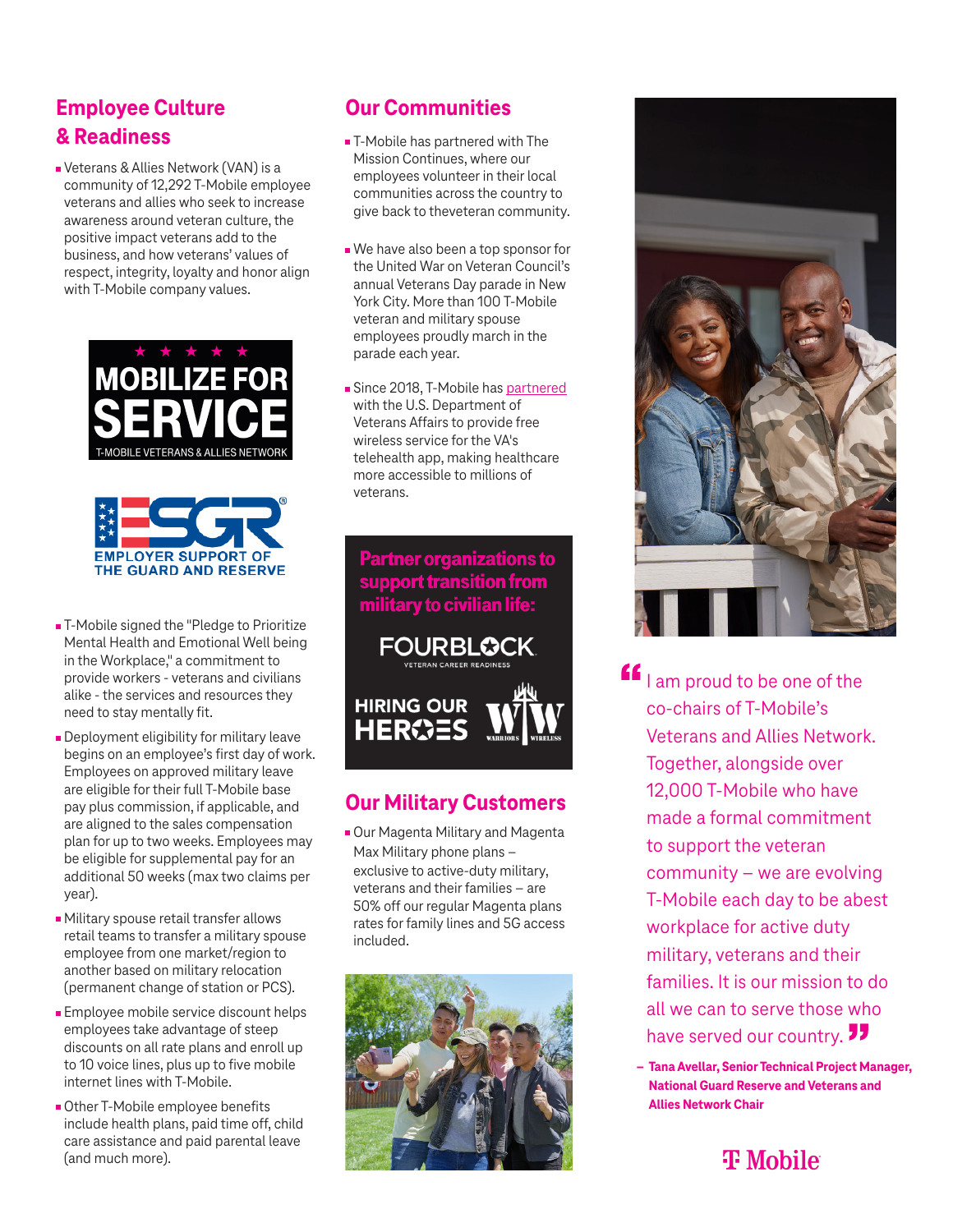## Employee Culture & Readiness

- Veterans & Allies Network (VAN) is a community of 12,292 T-Mobile employee veterans and allies who seek to increase awareness around veteran culture, the positive impact veterans add to the business, and how veterans' values of respect, integrity, loyalty and honor align with T-Mobile company values.

MOBILIZE FOR SERVICE

T-MOBILE VETERANS & ALLIES NETWORK

ESGR

EMPLOYER SUPPORT OF THE GUARD AND RESERVE

- T-Mobile signed the "Pledge to Prioritize Mental Health and Emotional Well being in the Workplace," a commitment to provide workers - veterans and civilians alike - the services and resources they need to stay mentally fit.
- Deployment eligibility for military leave begins on an employee's first day of work. Employees on approved military leave are eligible for their full T-Mobile base pay plus commission, if applicable, and are aligned to the sales compensation plan for up to two weeks. Employees may be eligible for supplemental pay for an additional 50 weeks (max two claims per year).
- Military spouse retail transfer allows retail teams to transfer a military spouse employee from one market/region to another based on military relocation (permanent change of station or PCS).
- Employee mobile service discount helps employees take advantage of steep discounts on all rate plans and enroll up to 10 voice lines, plus up to five mobile internet lines with T-Mobile.
- Other T-Mobile employee benefits include health plans, paid time off, child care assistance and paid parental leave (and much more).

## Our Communities

- T-Mobile has partnered with The Mission Continues, where our employees volunteer in their local communities across the country to give back to theveteran community.
- We have also been a top sponsor for the United War on Veteran Council's annual Veterans Day parade in New York City. More than 100 T-Mobile veteran and military spouse employees proudly march in the parade each year.
- Since 2018, T-Mobile has partnered with the U.S. Department of Veterans Affairs to provide free wireless service for the VA's telehealth app, making healthcare more accessible to millions of veterans.

**Partner organizations to support transition from military to civilian life:**

FOURBLOCK VETERAN CAREER READINESS

HIRING OUR HEROES

WARRIORS WIRELESS

## Our Military Customers

- Our Magenta Military and Magenta Max Military phone plans – exclusive to active-duty military, veterans and their families – are 50% off our regular Magenta plans rates for family lines and 5G access included.

"I am proud to be one of the co-chairs of T-Mobile's Veterans and Allies Network. Together, alongside over 12,000 T-Mobile who have made a formal commitment to support the veteran community – we are evolving T-Mobile each day to be abest workplace for active duty military, veterans and their families. It is our mission to do all we can to serve those who have served our country."

**– Tana Avellar, Senior Technical Project Manager, National Guard Reserve and Veterans and Allies Network Chair**

T Mobile